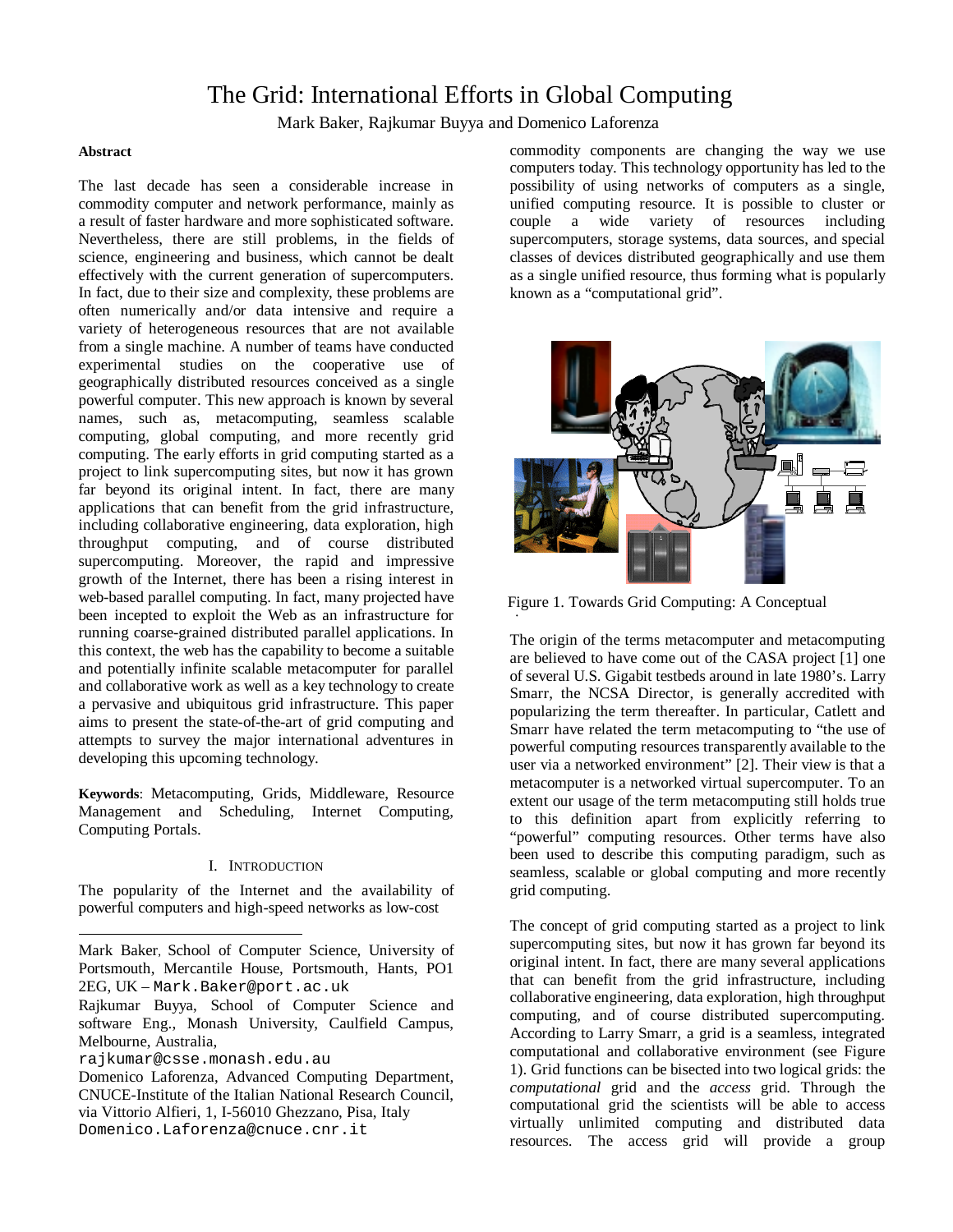# The Grid: International Efforts in Global Computing

Mark Baker, Rajkumar Buyya and Domenico Laforenza

**Abstract**

The last decade has seen a considerable increase in commodity computer and network performance, mainly as a result of faster hardware and more sophisticated software. Nevertheless, there are still problems, in the fields of science, engineering and business, which cannot be dealt effectively with the current generation of supercomputers. In fact, due to their size and complexity, these problems are often numerically and/or data intensive and require a variety of heterogeneous resources that are not available from a single machine. A number of teams have conducted experimental studies on the cooperative use of geographically distributed resources conceived as a single powerful computer. This new approach is known by several names, such as, metacomputing, seamless scalable computing, global computing, and more recently grid computing. The early efforts in grid computing started as a project to link supercomputing sites, but now it has grown far beyond its original intent. In fact, there are many applications that can benefit from the grid infrastructure, including collaborative engineering, data exploration, high throughput computing, and of course distributed supercomputing. Moreover, the rapid and impressive growth of the Internet, there has been a rising interest in web-based parallel computing. In fact, many projected have been incepted to exploit the Web as an infrastructure for running coarse-grained distributed parallel applications. In this context, the web has the capability to become a suitable and potentially infinite scalable metacomputer for parallel and collaborative work as well as a key technology to create a pervasive and ubiquitous grid infrastructure. This paper aims to present the state-of-the-art of grid computing and attempts to survey the major international adventures in developing this upcoming technology.

**Keywords**: Metacomputing, Grids, Middleware, Resource Management and Scheduling, Internet Computing, Computing Portals.

## I. Introduction

The popularity of the Internet and the availability of powerful computers and high-speed networks as low-cost commodity components are changing the way we use computers today. This technology opportunity has led to the possibility of using networks of computers as a single, unified computing resource. It is possible to cluster or couple a wide variety of resources including supercomputers, storage systems, data sources, and special classes of devices distributed geographically and use them as a single unified resource, thus forming what is popularly known as a "computational grid".

Figure 1. Towards Grid Computing: A Conceptual

The origin of the terms metacomputer and metacomputing are believed to have come out of the CASA project [1] one of several U.S. Gigabit testbeds around in late 1980's. Larry Smarr, the NCSA Director, is generally accredited with popularizing the term thereafter. In particular, Catlett and Smarr have related the term metacomputing to "the use of powerful computing resources transparently available to the user via a networked environment" [2]. Their view is that a metacomputer is a networked virtual supercomputer. To an extent our usage of the term metacomputing still holds true to this definition apart from explicitly referring to "powerful" computing resources. Other terms have also been used to describe this computing paradigm, such as seamless, scalable or global computing and more recently grid computing.

The concept of grid computing started as a project to link supercomputing sites, but now it has grown far beyond its original intent. In fact, there are many several applications that can benefit from the grid infrastructure, including collaborative engineering, data exploration, high throughput computing, and of course distributed supercomputing. According to Larry Smarr, a grid is a seamless, integrated computational and collaborative environment (see Figure 1). Grid functions can be bisected into two logical grids: the *computational* grid and the *access* grid. Through the computational grid the scientists will be able to access virtually unlimited computing and distributed data resources. The access grid will provide a group

---

Mark Baker, School of Computer Science, University of Portsmouth, Mercantile House, Portsmouth, Hants, PO1 2EG, UK – Mark.Baker@port.ac.uk

Rajkumar Buyya, School of Computer Science and software Eng., Monash University, Caulfield Campus, Melbourne, Australia, rajkumar@csse.monash.edu.au

Domenico Laforenza, Advanced Computing Department, CNUCE-Institute of the Italian National Research Council, via Vittorio Alfieri, 1, I-56010 Ghezzano, Pisa, Italy Domenico.Laforenza@cnuce.cnr.it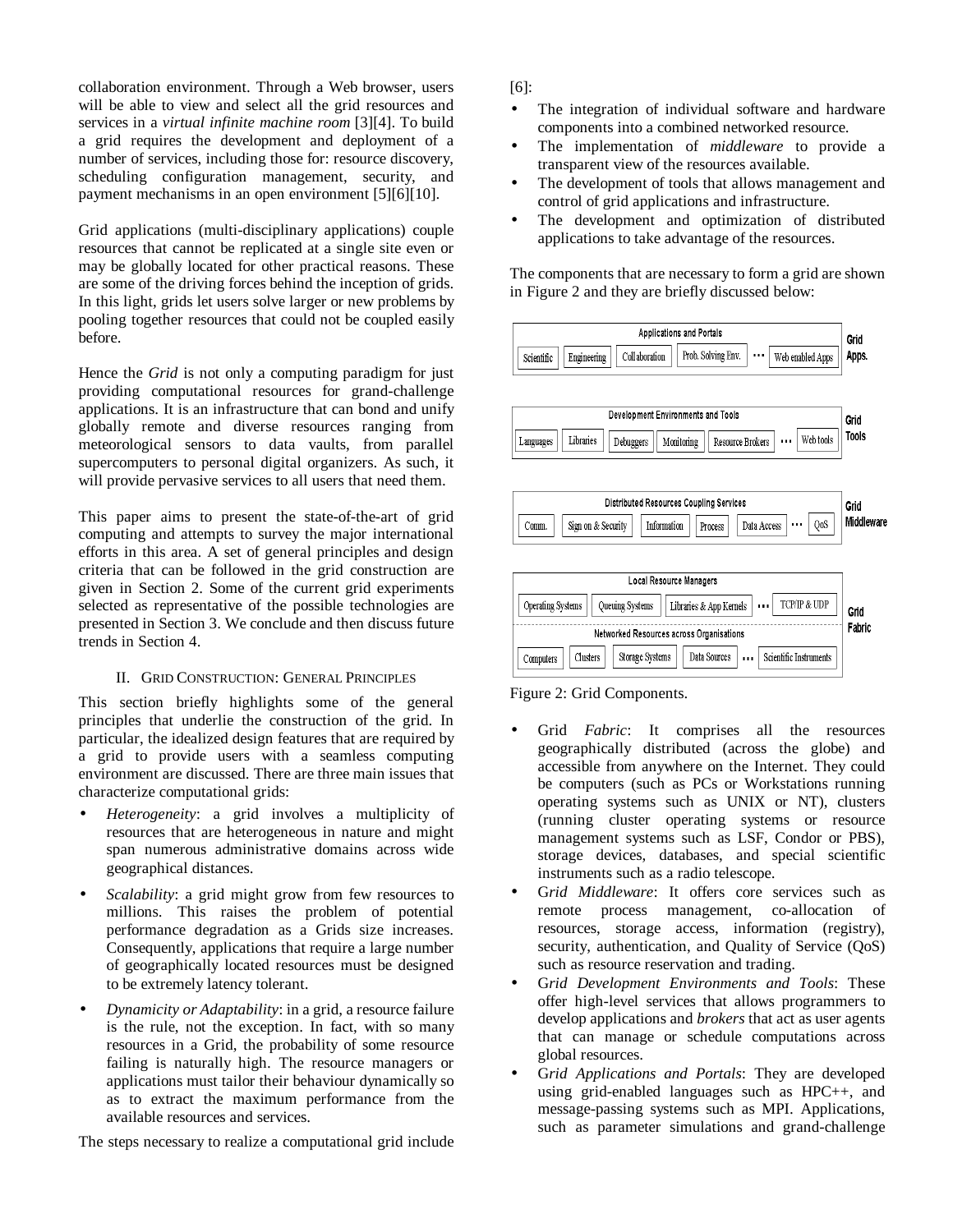collaboration environment. Through a Web browser, users will be able to view and select all the grid resources and services in a *virtual infinite machine room* [3][4]. To build a grid requires the development and deployment of a number of services, including those for: resource discovery, scheduling configuration management, security, and payment mechanisms in an open environment [5][6][10].

Grid applications (multi-disciplinary applications) couple resources that cannot be replicated at a single site even or may be globally located for other practical reasons. These are some of the driving forces behind the inception of grids. In this light, grids let users solve larger or new problems by pooling together resources that could not be coupled easily before.

Hence the *Grid* is not only a computing paradigm for just providing computational resources for grand-challenge applications. It is an infrastructure that can bond and unify globally remote and diverse resources ranging from meteorological sensors to data vaults, from parallel supercomputers to personal digital organizers. As such, it will provide pervasive services to all users that need them.

This paper aims to present the state-of-the-art of grid computing and attempts to survey the major international efforts in this area. A set of general principles and design criteria that can be followed in the grid construction are given in Section 2. Some of the current grid experiments selected as representative of the possible technologies are presented in Section 3. We conclude and then discuss future trends in Section 4.

## II. Grid Construction: General Principles

This section briefly highlights some of the general principles that underlie the construction of the grid. In particular, the idealized design features that are required by a grid to provide users with a seamless computing environment are discussed. There are three main issues that characterize computational grids:

- *Heterogeneity*: a grid involves a multiplicity of resources that are heterogeneous in nature and might span numerous administrative domains across wide geographical distances.
- *Scalability*: a grid might grow from few resources to millions. This raises the problem of potential performance degradation as a Grids size increases. Consequently, applications that require a large number of geographically located resources must be designed to be extremely latency tolerant.
- *Dynamicity or Adaptability*: in a grid, a resource failure is the rule, not the exception. In fact, with so many resources in a Grid, the probability of some resource failing is naturally high. The resource managers or applications must tailor their behaviour dynamically so as to extract the maximum performance from the available resources and services.

The steps necessary to realize a computational grid include [6]:

- The integration of individual software and hardware components into a combined networked resource.
- The implementation of *middleware* to provide a transparent view of the resources available.
- The development of tools that allows management and control of grid applications and infrastructure.
- The development and optimization of distributed applications to take advantage of the resources.

The components that are necessary to form a grid are shown in Figure 2 and they are briefly discussed below:

| Layer | Components |
|---|---|
| Grid Apps. — Applications and Portals | Scientific, Engineering, Collaboration, Prob. Solving Env., …, Web enabled Apps |
| Grid Tools — Development Environments and Tools | Languages, Libraries, Debuggers, Monitoring, Resource Brokers, …, Web tools |
| Grid Middleware — Distributed Resources Coupling Services | Comm., Sign on & Security, Information, Process, Data Access, …, QoS |
| Grid Fabric — Local Resource Managers | Operating Systems, Queuing Systems, Libraries & App Kernels, …, TCP/IP & UDP |
| Grid Fabric — Networked Resources across Organisations | Computers, Clusters, Storage Systems, Data Sources, …, Scientific Instruments |

Figure 2: Grid Components.

- Grid *Fabric*: It comprises all the resources geographically distributed (across the globe) and accessible from anywhere on the Internet. They could be computers (such as PCs or Workstations running operating systems such as UNIX or NT), clusters (running cluster operating systems or resource management systems such as LSF, Condor or PBS), storage devices, databases, and special scientific instruments such as a radio telescope.
- G*rid Middleware*: It offers core services such as remote process management, co-allocation of resources, storage access, information (registry), security, authentication, and Quality of Service (QoS) such as resource reservation and trading.
- G*rid Development Environments and Tools*: These offer high-level services that allows programmers to develop applications and *brokers* that act as user agents that can manage or schedule computations across global resources.
- G*rid Applications and Portals*: They are developed using grid-enabled languages such as HPC++, and message-passing systems such as MPI. Applications, such as parameter simulations and grand-challenge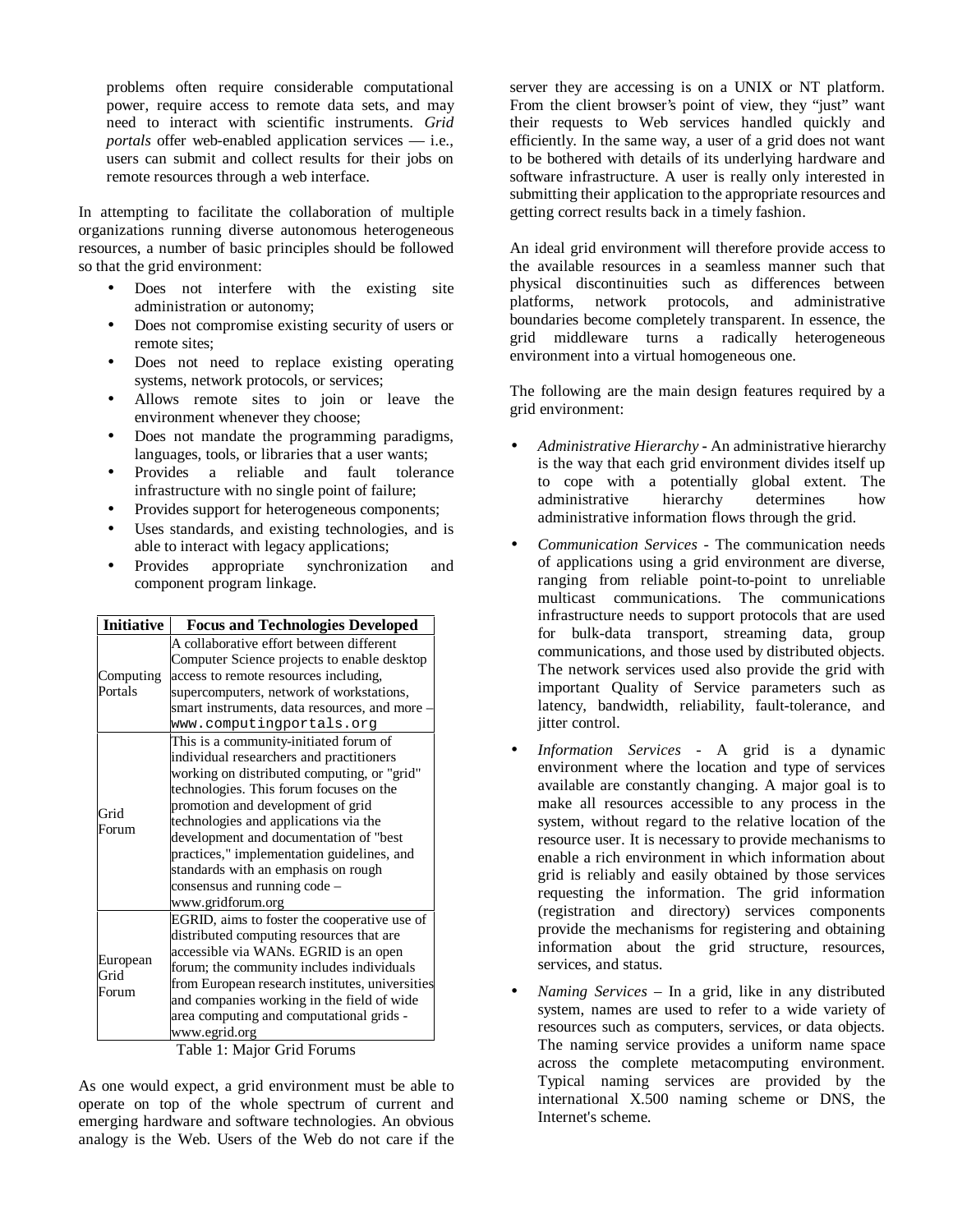problems often require considerable computational power, require access to remote data sets, and may need to interact with scientific instruments. *Grid portals* offer web-enabled application services — i.e., users can submit and collect results for their jobs on remote resources through a web interface.

In attempting to facilitate the collaboration of multiple organizations running diverse autonomous heterogeneous resources, a number of basic principles should be followed so that the grid environment:

- Does not interfere with the existing site administration or autonomy;
- Does not compromise existing security of users or remote sites;
- Does not need to replace existing operating systems, network protocols, or services;
- Allows remote sites to join or leave the environment whenever they choose;
- Does not mandate the programming paradigms, languages, tools, or libraries that a user wants;
- Provides a reliable and fault tolerance infrastructure with no single point of failure;
- Provides support for heterogeneous components;
- Uses standards, and existing technologies, and is able to interact with legacy applications;
- Provides appropriate synchronization and component program linkage.

| Initiative | Focus and Technologies Developed |
| --- | --- |
| Computing Portals | A collaborative effort between different Computer Science projects to enable desktop access to remote resources including, supercomputers, network of workstations, smart instruments, data resources, and more – www.computingportals.org |
| Grid Forum | This is a community-initiated forum of individual researchers and practitioners working on distributed computing, or "grid" technologies. This forum focuses on the promotion and development of grid technologies and applications via the development and documentation of "best practices," implementation guidelines, and standards with an emphasis on rough consensus and running code – www.gridforum.org |
| European Grid Forum | EGRID, aims to foster the cooperative use of distributed computing resources that are accessible via WANs. EGRID is an open forum; the community includes individuals from European research institutes, universities and companies working in the field of wide area computing and computational grids - www.egrid.org |

Table 1: Major Grid Forums

As one would expect, a grid environment must be able to operate on top of the whole spectrum of current and emerging hardware and software technologies. An obvious analogy is the Web. Users of the Web do not care if the server they are accessing is on a UNIX or NT platform. From the client browser's point of view, they "just" want their requests to Web services handled quickly and efficiently. In the same way, a user of a grid does not want to be bothered with details of its underlying hardware and software infrastructure. A user is really only interested in submitting their application to the appropriate resources and getting correct results back in a timely fashion.

An ideal grid environment will therefore provide access to the available resources in a seamless manner such that physical discontinuities such as differences between platforms, network protocols, and administrative boundaries become completely transparent. In essence, the grid middleware turns a radically heterogeneous environment into a virtual homogeneous one.

The following are the main design features required by a grid environment:

- *Administrative Hierarchy* - An administrative hierarchy is the way that each grid environment divides itself up to cope with a potentially global extent. The administrative hierarchy determines how administrative information flows through the grid.
- *Communication Services* - The communication needs of applications using a grid environment are diverse, ranging from reliable point-to-point to unreliable multicast communications. The communications infrastructure needs to support protocols that are used for bulk-data transport, streaming data, group communications, and those used by distributed objects. The network services used also provide the grid with important Quality of Service parameters such as latency, bandwidth, reliability, fault-tolerance, and jitter control.
- *Information Services* - A grid is a dynamic environment where the location and type of services available are constantly changing. A major goal is to make all resources accessible to any process in the system, without regard to the relative location of the resource user. It is necessary to provide mechanisms to enable a rich environment in which information about grid is reliably and easily obtained by those services requesting the information. The grid information (registration and directory) services components provide the mechanisms for registering and obtaining information about the grid structure, resources, services, and status.
- *Naming Services* – In a grid, like in any distributed system, names are used to refer to a wide variety of resources such as computers, services, or data objects. The naming service provides a uniform name space across the complete metacomputing environment. Typical naming services are provided by the international X.500 naming scheme or DNS, the Internet's scheme.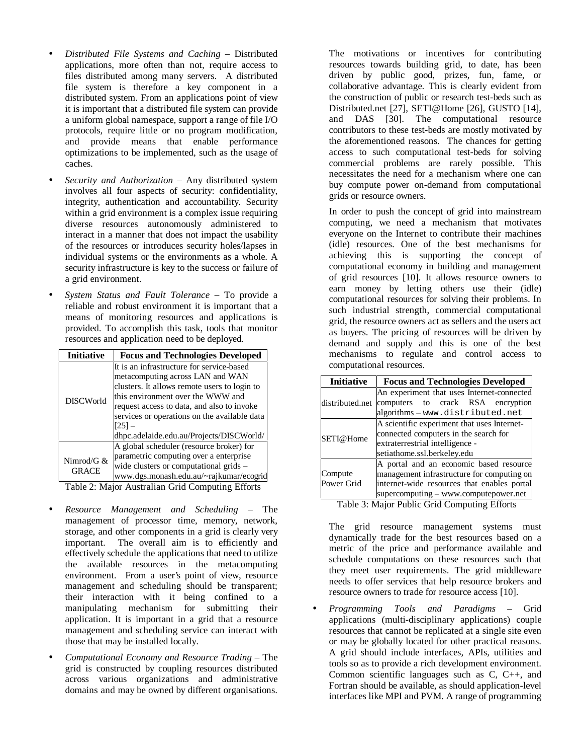- *Distributed File Systems and Caching* – Distributed applications, more often than not, require access to files distributed among many servers. A distributed file system is therefore a key component in a distributed system. From an applications point of view it is important that a distributed file system can provide a uniform global namespace, support a range of file I/O protocols, require little or no program modification, and provide means that enable performance optimizations to be implemented, such as the usage of caches.

- *Security and Authorization* – Any distributed system involves all four aspects of security: confidentiality, integrity, authentication and accountability. Security within a grid environment is a complex issue requiring diverse resources autonomously administered to interact in a manner that does not impact the usability of the resources or introduces security holes/lapses in individual systems or the environments as a whole. A security infrastructure is key to the success or failure of a grid environment.

- *System Status and Fault Tolerance* – To provide a reliable and robust environment it is important that a means of monitoring resources and applications is provided. To accomplish this task, tools that monitor resources and application need to be deployed.

| Initiative | Focus and Technologies Developed |
|---|---|
| DISCWorld | It is an infrastructure for service-based metacomputing across LAN and WAN clusters. It allows remote users to login to this environment over the WWW and request access to data, and also to invoke services or operations on the available data [25] – dhpc.adelaide.edu.au/Projects/DISCWorld/ |
| Nimrod/G & GRACE | A global scheduler (resource broker) for parametric computing over a enterprise wide clusters or computational grids – www.dgs.monash.edu.au/~rajkumar/ecogrid |

Table 2: Major Australian Grid Computing Efforts

- *Resource Management and Scheduling* – The management of processor time, memory, network, storage, and other components in a grid is clearly very important. The overall aim is to efficiently and effectively schedule the applications that need to utilize the available resources in the metacomputing environment. From a user's point of view, resource management and scheduling should be transparent; their interaction with it being confined to a manipulating mechanism for submitting their application. It is important in a grid that a resource management and scheduling service can interact with those that may be installed locally.

- *Computational Economy and Resource Trading* – The grid is constructed by coupling resources distributed across various organizations and administrative domains and may be owned by different organisations.

  The motivations or incentives for contributing resources towards building grid, to date, has been driven by public good, prizes, fun, fame, or collaborative advantage. This is clearly evident from the construction of public or research test-beds such as Distributed.net [27], SETI@Home [26], GUSTO [14], and DAS [30]. The computational resource contributors to these test-beds are mostly motivated by the aforementioned reasons. The chances for getting access to such computational test-beds for solving commercial problems are rarely possible. This necessitates the need for a mechanism where one can buy compute power on-demand from computational grids or resource owners.

  In order to push the concept of grid into mainstream computing, we need a mechanism that motivates everyone on the Internet to contribute their machines (idle) resources. One of the best mechanisms for achieving this is supporting the concept of computational economy in building and management of grid resources [10]. It allows resource owners to earn money by letting others use their (idle) computational resources for solving their problems. In such industrial strength, commercial computational grid, the resource owners act as sellers and the users act as buyers. The pricing of resources will be driven by demand and supply and this is one of the best mechanisms to regulate and control access to computational resources.

| Initiative | Focus and Technologies Developed |
|---|---|
| distributed.net | An experiment that uses Internet-connected computers to crack RSA encryption algorithms – www.distributed.net |
| SETI@Home | A scientific experiment that uses Internet-connected computers in the search for extraterrestrial intelligence - setiathome.ssl.berkeley.edu |
| Compute Power Grid | A portal and an economic based resource management infrastructure for computing on internet-wide resources that enables portal supercomputing – www.computepower.net |

Table 3: Major Public Grid Computing Efforts

  The grid resource management systems must dynamically trade for the best resources based on a metric of the price and performance available and schedule computations on these resources such that they meet user requirements. The grid middleware needs to offer services that help resource brokers and resource owners to trade for resource access [10].

- *Programming Tools and Paradigms* – Grid applications (multi-disciplinary applications) couple resources that cannot be replicated at a single site even or may be globally located for other practical reasons. A grid should include interfaces, APIs, utilities and tools so as to provide a rich development environment. Common scientific languages such as C, C++, and Fortran should be available, as should application-level interfaces like MPI and PVM. A range of programming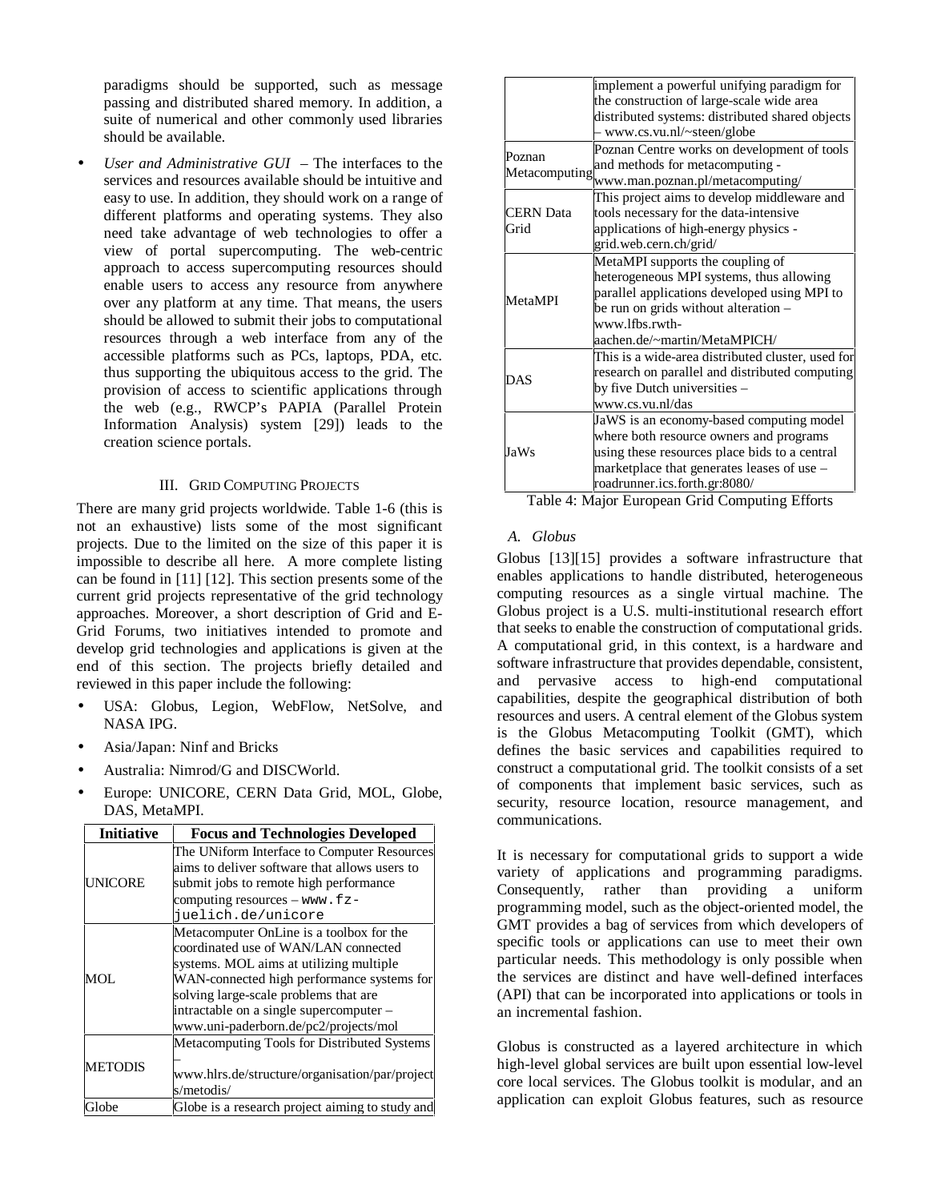paradigms should be supported, such as message passing and distributed shared memory. In addition, a suite of numerical and other commonly used libraries should be available.

- *User and Administrative GUI* – The interfaces to the services and resources available should be intuitive and easy to use. In addition, they should work on a range of different platforms and operating systems. They also need take advantage of web technologies to offer a view of portal supercomputing. The web-centric approach to access supercomputing resources should enable users to access any resource from anywhere over any platform at any time. That means, the users should be allowed to submit their jobs to computational resources through a web interface from any of the accessible platforms such as PCs, laptops, PDA, etc. thus supporting the ubiquitous access to the grid. The provision of access to scientific applications through the web (e.g., RWCP's PAPIA (Parallel Protein Information Analysis) system [29]) leads to the creation science portals.

## III. Grid Computing Projects

There are many grid projects worldwide. Table 1-6 (this is not an exhaustive) lists some of the most significant projects. Due to the limited on the size of this paper it is impossible to describe all here. A more complete listing can be found in [11] [12]. This section presents some of the current grid projects representative of the grid technology approaches. Moreover, a short description of Grid and E-Grid Forums, two initiatives intended to promote and develop grid technologies and applications is given at the end of this section. The projects briefly detailed and reviewed in this paper include the following:

- USA: Globus, Legion, WebFlow, NetSolve, and NASA IPG.
- Asia/Japan: Ninf and Bricks
- Australia: Nimrod/G and DISCWorld.
- Europe: UNICORE, CERN Data Grid, MOL, Globe, DAS, MetaMPI.

| Initiative | Focus and Technologies Developed |
|---|---|
| UNICORE | The UNiform Interface to Computer Resources aims to deliver software that allows users to submit jobs to remote high performance computing resources – `www.fz-juelich.de/unicore` |
| MOL | Metacomputer OnLine is a toolbox for the coordinated use of WAN/LAN connected systems. MOL aims at utilizing multiple WAN-connected high performance systems for solving large-scale problems that are intractable on a single supercomputer – www.uni-paderborn.de/pc2/projects/mol |
| METODIS | Metacomputing Tools for Distributed Systems – www.hlrs.de/structure/organisation/par/projects/metodis/ |
| Globe | Globe is a research project aiming to study and implement a powerful unifying paradigm for the construction of large-scale wide area distributed systems: distributed shared objects – www.cs.vu.nl/~steen/globe |
| Poznan Metacomputing | Poznan Centre works on development of tools and methods for metacomputing - www.man.poznan.pl/metacomputing/ |
| CERN Data Grid | This project aims to develop middleware and tools necessary for the data-intensive applications of high-energy physics - grid.web.cern.ch/grid/ |
| MetaMPI | MetaMPI supports the coupling of heterogeneous MPI systems, thus allowing parallel applications developed using MPI to be run on grids without alteration – www.lfbs.rwth-aachen.de/~martin/MetaMPICH/ |
| DAS | This is a wide-area distributed cluster, used for research on parallel and distributed computing by five Dutch universities – www.cs.vu.nl/das |
| JaWs | JaWS is an economy-based computing model where both resource owners and programs using these resources place bids to a central marketplace that generates leases of use – roadrunner.ics.forth.gr:8080/ |

Table 4: Major European Grid Computing Efforts

### A. Globus

Globus [13][15] provides a software infrastructure that enables applications to handle distributed, heterogeneous computing resources as a single virtual machine. The Globus project is a U.S. multi-institutional research effort that seeks to enable the construction of computational grids. A computational grid, in this context, is a hardware and software infrastructure that provides dependable, consistent, and pervasive access to high-end computational capabilities, despite the geographical distribution of both resources and users. A central element of the Globus system is the Globus Metacomputing Toolkit (GMT), which defines the basic services and capabilities required to construct a computational grid. The toolkit consists of a set of components that implement basic services, such as security, resource location, resource management, and communications.

It is necessary for computational grids to support a wide variety of applications and programming paradigms. Consequently, rather than providing a uniform programming model, such as the object-oriented model, the GMT provides a bag of services from which developers of specific tools or applications can use to meet their own particular needs. This methodology is only possible when the services are distinct and have well-defined interfaces (API) that can be incorporated into applications or tools in an incremental fashion.

Globus is constructed as a layered architecture in which high-level global services are built upon essential low-level core local services. The Globus toolkit is modular, and an application can exploit Globus features, such as resource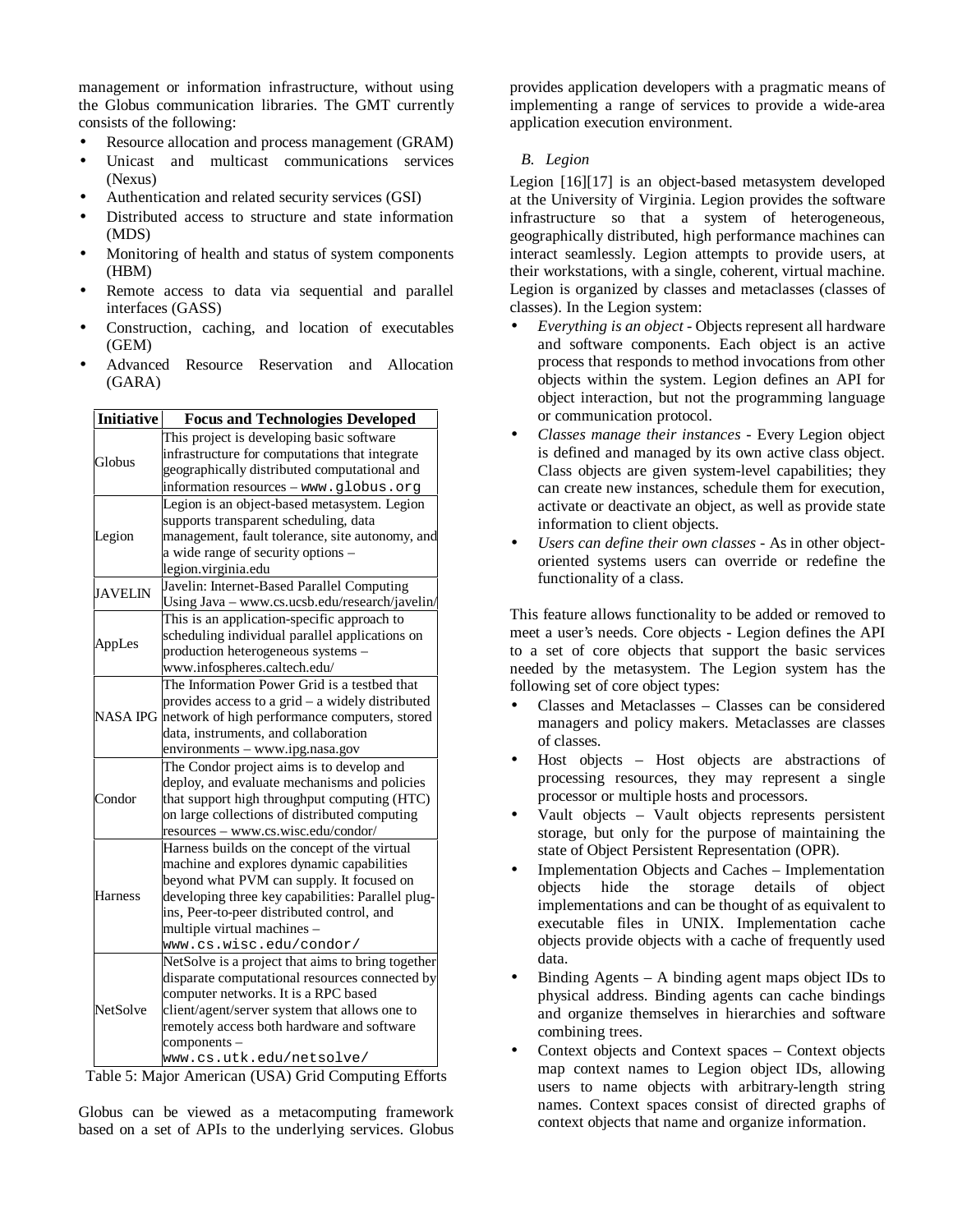management or information infrastructure, without using the Globus communication libraries. The GMT currently consists of the following:

- Resource allocation and process management (GRAM)
- Unicast and multicast communications services (Nexus)
- Authentication and related security services (GSI)
- Distributed access to structure and state information (MDS)
- Monitoring of health and status of system components (HBM)
- Remote access to data via sequential and parallel interfaces (GASS)
- Construction, caching, and location of executables (GEM)
- Advanced Resource Reservation and Allocation (GARA)

| Initiative | Focus and Technologies Developed |
|---|---|
| Globus | This project is developing basic software infrastructure for computations that integrate geographically distributed computational and information resources – www.globus.org |
| Legion | Legion is an object-based metasystem. Legion supports transparent scheduling, data management, fault tolerance, site autonomy, and a wide range of security options – legion.virginia.edu |
| JAVELIN | Javelin: Internet-Based Parallel Computing Using Java – www.cs.ucsb.edu/research/javelin/ |
| AppLes | This is an application-specific approach to scheduling individual parallel applications on production heterogeneous systems – www.infospheres.caltech.edu/ |
| NASA IPG | The Information Power Grid is a testbed that provides access to a grid – a widely distributed network of high performance computers, stored data, instruments, and collaboration environments – www.ipg.nasa.gov |
| Condor | The Condor project aims is to develop and deploy, and evaluate mechanisms and policies that support high throughput computing (HTC) on large collections of distributed computing resources – www.cs.wisc.edu/condor/ |
| Harness | Harness builds on the concept of the virtual machine and explores dynamic capabilities beyond what PVM can supply. It focused on developing three key capabilities: Parallel plug-ins, Peer-to-peer distributed control, and multiple virtual machines – www.cs.wisc.edu/condor/ |
| NetSolve | NetSolve is a project that aims to bring together disparate computational resources connected by computer networks. It is a RPC based client/agent/server system that allows one to remotely access both hardware and software components – www.cs.utk.edu/netsolve/ |

Table 5: Major American (USA) Grid Computing Efforts

Globus can be viewed as a metacomputing framework based on a set of APIs to the underlying services. Globus provides application developers with a pragmatic means of implementing a range of services to provide a wide-area application execution environment.

### B. Legion

Legion [16][17] is an object-based metasystem developed at the University of Virginia. Legion provides the software infrastructure so that a system of heterogeneous, geographically distributed, high performance machines can interact seamlessly. Legion attempts to provide users, at their workstations, with a single, coherent, virtual machine. Legion is organized by classes and metaclasses (classes of classes). In the Legion system:

- *Everything is an object* - Objects represent all hardware and software components. Each object is an active process that responds to method invocations from other objects within the system. Legion defines an API for object interaction, but not the programming language or communication protocol.
- *Classes manage their instances* - Every Legion object is defined and managed by its own active class object. Class objects are given system-level capabilities; they can create new instances, schedule them for execution, activate or deactivate an object, as well as provide state information to client objects.
- *Users can define their own classes* - As in other object-oriented systems users can override or redefine the functionality of a class.

This feature allows functionality to be added or removed to meet a user's needs. Core objects - Legion defines the API to a set of core objects that support the basic services needed by the metasystem. The Legion system has the following set of core object types:

- Classes and Metaclasses – Classes can be considered managers and policy makers. Metaclasses are classes of classes.
- Host objects – Host objects are abstractions of processing resources, they may represent a single processor or multiple hosts and processors.
- Vault objects – Vault objects represents persistent storage, but only for the purpose of maintaining the state of Object Persistent Representation (OPR).
- Implementation Objects and Caches – Implementation objects hide the storage details of object implementations and can be thought of as equivalent to executable files in UNIX. Implementation cache objects provide objects with a cache of frequently used data.
- Binding Agents – A binding agent maps object IDs to physical address. Binding agents can cache bindings and organize themselves in hierarchies and software combining trees.
- Context objects and Context spaces – Context objects map context names to Legion object IDs, allowing users to name objects with arbitrary-length string names. Context spaces consist of directed graphs of context objects that name and organize information.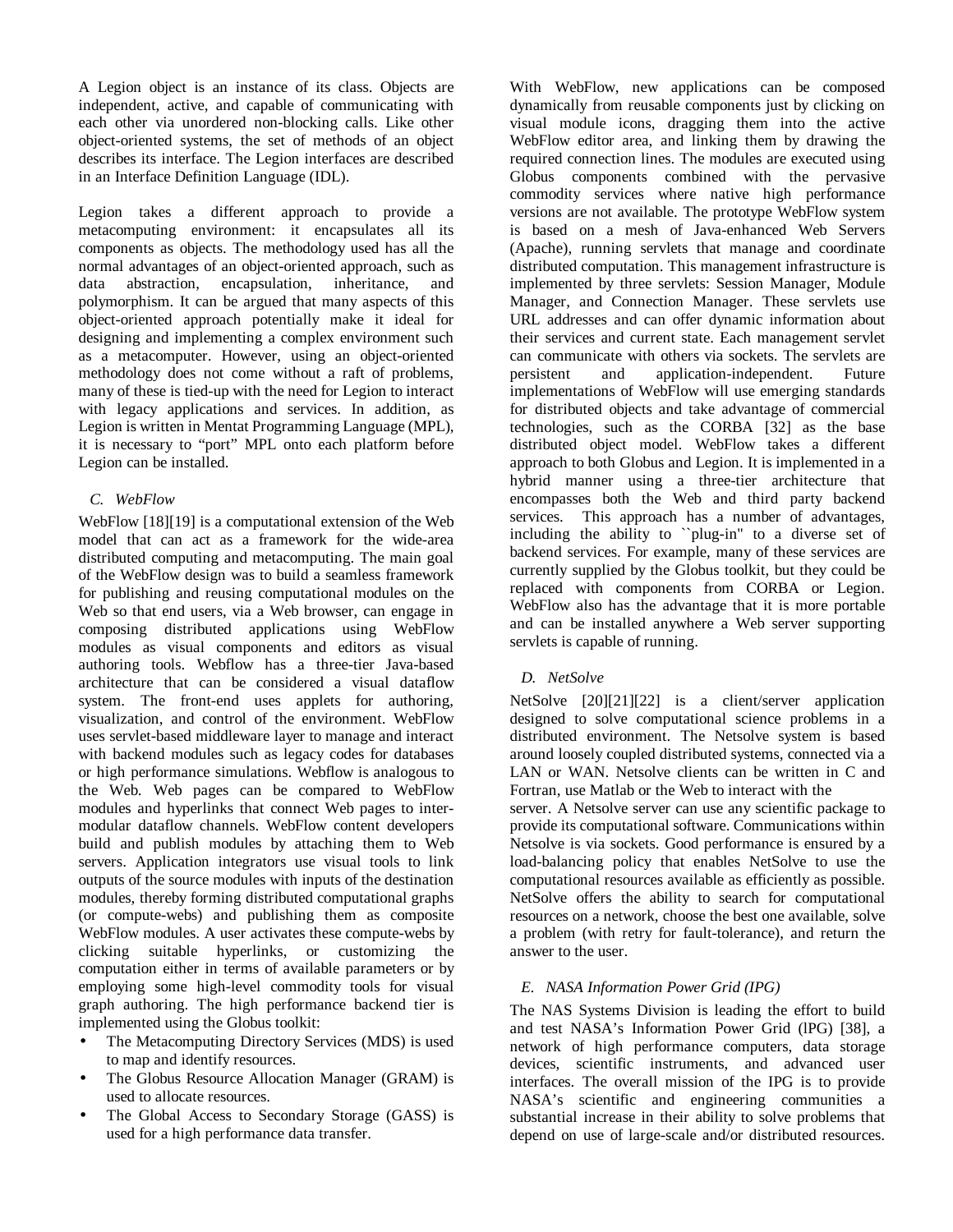A Legion object is an instance of its class. Objects are independent, active, and capable of communicating with each other via unordered non-blocking calls. Like other object-oriented systems, the set of methods of an object describes its interface. The Legion interfaces are described in an Interface Definition Language (IDL).

Legion takes a different approach to provide a metacomputing environment: it encapsulates all its components as objects. The methodology used has all the normal advantages of an object-oriented approach, such as data abstraction, encapsulation, inheritance, and polymorphism. It can be argued that many aspects of this object-oriented approach potentially make it ideal for designing and implementing a complex environment such as a metacomputer. However, using an object-oriented methodology does not come without a raft of problems, many of these is tied-up with the need for Legion to interact with legacy applications and services. In addition, as Legion is written in Mentat Programming Language (MPL), it is necessary to "port" MPL onto each platform before Legion can be installed.

### *C. WebFlow*

WebFlow [18][19] is a computational extension of the Web model that can act as a framework for the wide-area distributed computing and metacomputing. The main goal of the WebFlow design was to build a seamless framework for publishing and reusing computational modules on the Web so that end users, via a Web browser, can engage in composing distributed applications using WebFlow modules as visual components and editors as visual authoring tools. Webflow has a three-tier Java-based architecture that can be considered a visual dataflow system. The front-end uses applets for authoring, visualization, and control of the environment. WebFlow uses servlet-based middleware layer to manage and interact with backend modules such as legacy codes for databases or high performance simulations. Webflow is analogous to the Web. Web pages can be compared to WebFlow modules and hyperlinks that connect Web pages to inter-modular dataflow channels. WebFlow content developers build and publish modules by attaching them to Web servers. Application integrators use visual tools to link outputs of the source modules with inputs of the destination modules, thereby forming distributed computational graphs (or compute-webs) and publishing them as composite WebFlow modules. A user activates these compute-webs by clicking suitable hyperlinks, or customizing the computation either in terms of available parameters or by employing some high-level commodity tools for visual graph authoring. The high performance backend tier is implemented using the Globus toolkit:

- The Metacomputing Directory Services (MDS) is used to map and identify resources.
- The Globus Resource Allocation Manager (GRAM) is used to allocate resources.
- The Global Access to Secondary Storage (GASS) is used for a high performance data transfer.

With WebFlow, new applications can be composed dynamically from reusable components just by clicking on visual module icons, dragging them into the active WebFlow editor area, and linking them by drawing the required connection lines. The modules are executed using Globus components combined with the pervasive commodity services where native high performance versions are not available. The prototype WebFlow system is based on a mesh of Java-enhanced Web Servers (Apache), running servlets that manage and coordinate distributed computation. This management infrastructure is implemented by three servlets: Session Manager, Module Manager, and Connection Manager. These servlets use URL addresses and can offer dynamic information about their services and current state. Each management servlet can communicate with others via sockets. The servlets are persistent and application-independent. Future implementations of WebFlow will use emerging standards for distributed objects and take advantage of commercial technologies, such as the CORBA [32] as the base distributed object model. WebFlow takes a different approach to both Globus and Legion. It is implemented in a hybrid manner using a three-tier architecture that encompasses both the Web and third party backend services. This approach has a number of advantages, including the ability to ``plug-in" to a diverse set of backend services. For example, many of these services are currently supplied by the Globus toolkit, but they could be replaced with components from CORBA or Legion. WebFlow also has the advantage that it is more portable and can be installed anywhere a Web server supporting servlets is capable of running.

### *D. NetSolve*

NetSolve [20][21][22] is a client/server application designed to solve computational science problems in a distributed environment. The Netsolve system is based around loosely coupled distributed systems, connected via a LAN or WAN. Netsolve clients can be written in C and Fortran, use Matlab or the Web to interact with the server. A Netsolve server can use any scientific package to provide its computational software. Communications within Netsolve is via sockets. Good performance is ensured by a load-balancing policy that enables NetSolve to use the computational resources available as efficiently as possible. NetSolve offers the ability to search for computational resources on a network, choose the best one available, solve a problem (with retry for fault-tolerance), and return the answer to the user.

### *E. NASA Information Power Grid (IPG)*

The NAS Systems Division is leading the effort to build and test NASA's Information Power Grid (lPG) [38], a network of high performance computers, data storage devices, scientific instruments, and advanced user interfaces. The overall mission of the IPG is to provide NASA's scientific and engineering communities a substantial increase in their ability to solve problems that depend on use of large-scale and/or distributed resources.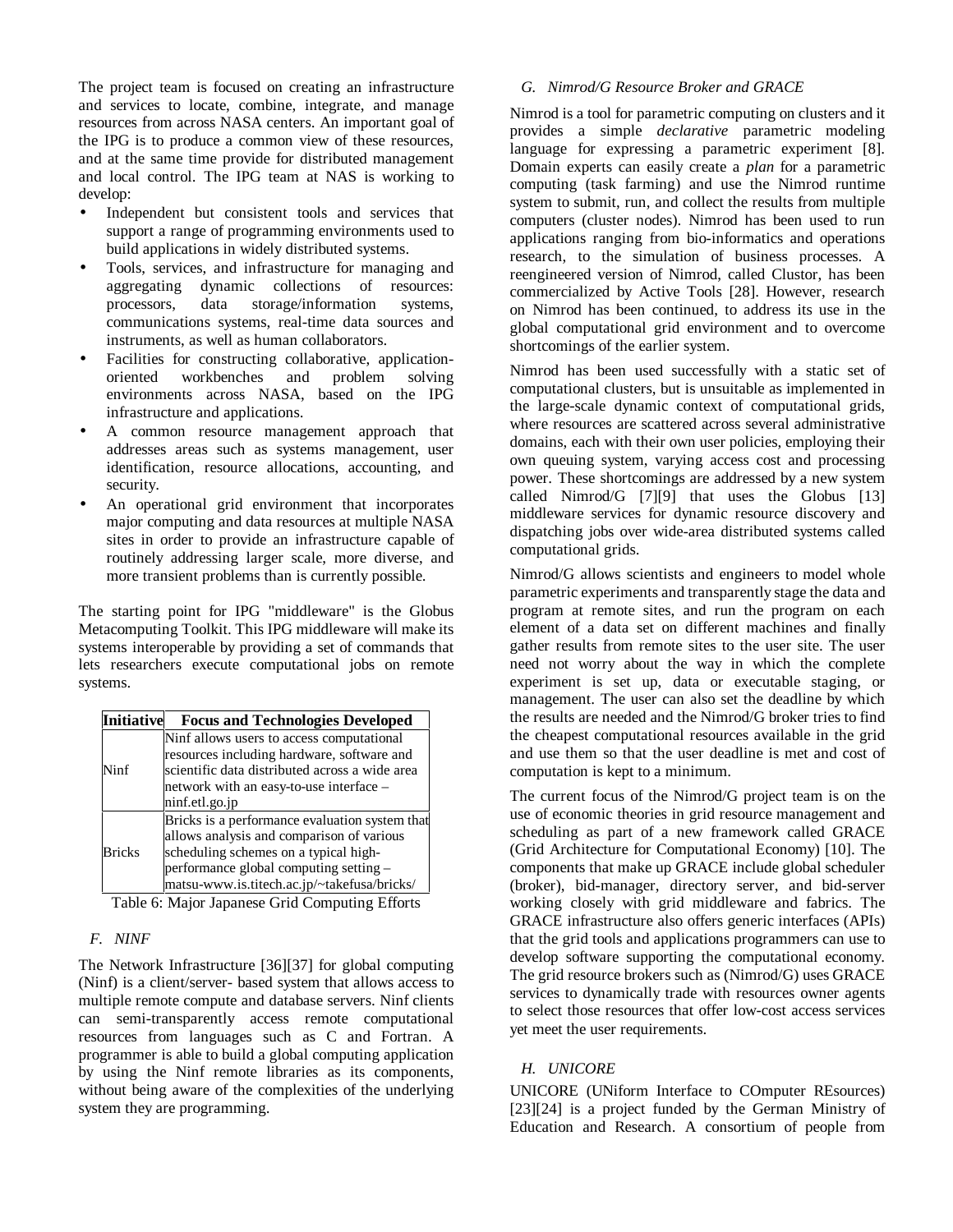The project team is focused on creating an infrastructure and services to locate, combine, integrate, and manage resources from across NASA centers. An important goal of the IPG is to produce a common view of these resources, and at the same time provide for distributed management and local control. The IPG team at NAS is working to develop:

- Independent but consistent tools and services that support a range of programming environments used to build applications in widely distributed systems.
- Tools, services, and infrastructure for managing and aggregating dynamic collections of resources: processors, data storage/information systems, communications systems, real-time data sources and instruments, as well as human collaborators.
- Facilities for constructing collaborative, application-oriented workbenches and problem solving environments across NASA, based on the IPG infrastructure and applications.
- A common resource management approach that addresses areas such as systems management, user identification, resource allocations, accounting, and security.
- An operational grid environment that incorporates major computing and data resources at multiple NASA sites in order to provide an infrastructure capable of routinely addressing larger scale, more diverse, and more transient problems than is currently possible.

The starting point for IPG "middleware" is the Globus Metacomputing Toolkit. This IPG middleware will make its systems interoperable by providing a set of commands that lets researchers execute computational jobs on remote systems.

| Initiative | Focus and Technologies Developed |
|---|---|
| Ninf | Ninf allows users to access computational resources including hardware, software and scientific data distributed across a wide area network with an easy-to-use interface – ninf.etl.go.jp |
| Bricks | Bricks is a performance evaluation system that allows analysis and comparison of various scheduling schemes on a typical high-performance global computing setting – matsu-www.is.titech.ac.jp/~takefusa/bricks/ |

Table 6: Major Japanese Grid Computing Efforts

### F. NINF

The Network Infrastructure [36][37] for global computing (Ninf) is a client/server- based system that allows access to multiple remote compute and database servers. Ninf clients can semi-transparently access remote computational resources from languages such as C and Fortran. A programmer is able to build a global computing application by using the Ninf remote libraries as its components, without being aware of the complexities of the underlying system they are programming.

### G. Nimrod/G Resource Broker and GRACE

Nimrod is a tool for parametric computing on clusters and it provides a simple *declarative* parametric modeling language for expressing a parametric experiment [8]. Domain experts can easily create a *plan* for a parametric computing (task farming) and use the Nimrod runtime system to submit, run, and collect the results from multiple computers (cluster nodes). Nimrod has been used to run applications ranging from bio-informatics and operations research, to the simulation of business processes. A reengineered version of Nimrod, called Clustor, has been commercialized by Active Tools [28]. However, research on Nimrod has been continued, to address its use in the global computational grid environment and to overcome shortcomings of the earlier system.

Nimrod has been used successfully with a static set of computational clusters, but is unsuitable as implemented in the large-scale dynamic context of computational grids, where resources are scattered across several administrative domains, each with their own user policies, employing their own queuing system, varying access cost and processing power. These shortcomings are addressed by a new system called Nimrod/G [7][9] that uses the Globus [13] middleware services for dynamic resource discovery and dispatching jobs over wide-area distributed systems called computational grids.

Nimrod/G allows scientists and engineers to model whole parametric experiments and transparently stage the data and program at remote sites, and run the program on each element of a data set on different machines and finally gather results from remote sites to the user site. The user need not worry about the way in which the complete experiment is set up, data or executable staging, or management. The user can also set the deadline by which the results are needed and the Nimrod/G broker tries to find the cheapest computational resources available in the grid and use them so that the user deadline is met and cost of computation is kept to a minimum.

The current focus of the Nimrod/G project team is on the use of economic theories in grid resource management and scheduling as part of a new framework called GRACE (Grid Architecture for Computational Economy) [10]. The components that make up GRACE include global scheduler (broker), bid-manager, directory server, and bid-server working closely with grid middleware and fabrics. The GRACE infrastructure also offers generic interfaces (APIs) that the grid tools and applications programmers can use to develop software supporting the computational economy. The grid resource brokers such as (Nimrod/G) uses GRACE services to dynamically trade with resources owner agents to select those resources that offer low-cost access services yet meet the user requirements.

### H. UNICORE

UNICORE (UNiform Interface to COmputer REsources) [23][24] is a project funded by the German Ministry of Education and Research. A consortium of people from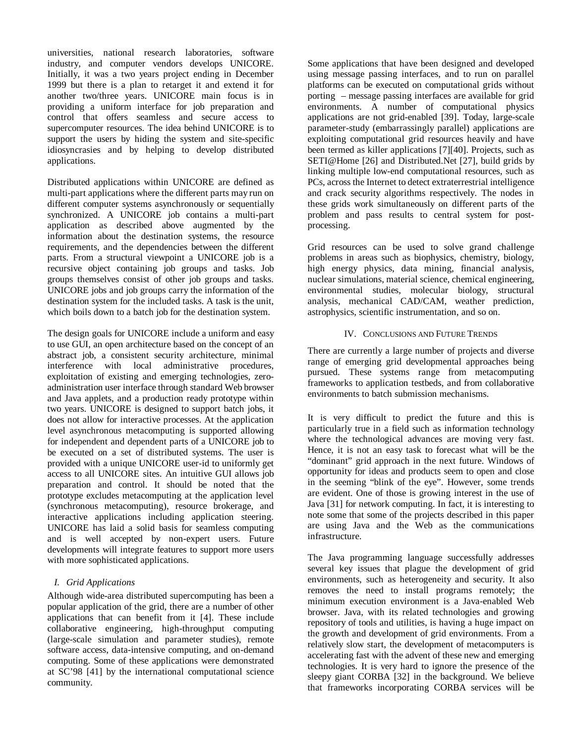universities, national research laboratories, software industry, and computer vendors develops UNICORE. Initially, it was a two years project ending in December 1999 but there is a plan to retarget it and extend it for another two/three years. UNICORE main focus is in providing a uniform interface for job preparation and control that offers seamless and secure access to supercomputer resources. The idea behind UNICORE is to support the users by hiding the system and site-specific idiosyncrasies and by helping to develop distributed applications.

Distributed applications within UNICORE are defined as multi-part applications where the different parts may run on different computer systems asynchronously or sequentially synchronized. A UNICORE job contains a multi-part application as described above augmented by the information about the destination systems, the resource requirements, and the dependencies between the different parts. From a structural viewpoint a UNICORE job is a recursive object containing job groups and tasks. Job groups themselves consist of other job groups and tasks. UNICORE jobs and job groups carry the information of the destination system for the included tasks. A task is the unit, which boils down to a batch job for the destination system.

The design goals for UNICORE include a uniform and easy to use GUI, an open architecture based on the concept of an abstract job, a consistent security architecture, minimal interference with local administrative procedures, exploitation of existing and emerging technologies, zero-administration user interface through standard Web browser and Java applets, and a production ready prototype within two years. UNICORE is designed to support batch jobs, it does not allow for interactive processes. At the application level asynchronous metacomputing is supported allowing for independent and dependent parts of a UNICORE job to be executed on a set of distributed systems. The user is provided with a unique UNICORE user-id to uniformly get access to all UNICORE sites. An intuitive GUI allows job preparation and control. It should be noted that the prototype excludes metacomputing at the application level (synchronous metacomputing), resource brokerage, and interactive applications including application steering. UNICORE has laid a solid basis for seamless computing and is well accepted by non-expert users. Future developments will integrate features to support more users with more sophisticated applications.

### *I. Grid Applications*

Although wide-area distributed supercomputing has been a popular application of the grid, there are a number of other applications that can benefit from it [4]. These include collaborative engineering, high-throughput computing (large-scale simulation and parameter studies), remote software access, data-intensive computing, and on-demand computing. Some of these applications were demonstrated at SC'98 [41] by the international computational science community.

Some applications that have been designed and developed using message passing interfaces, and to run on parallel platforms can be executed on computational grids without porting – message passing interfaces are available for grid environments. A number of computational physics applications are not grid-enabled [39]. Today, large-scale parameter-study (embarrassingly parallel) applications are exploiting computational grid resources heavily and have been termed as killer applications [7][40]. Projects, such as SETI@Home [26] and Distributed.Net [27], build grids by linking multiple low-end computational resources, such as PCs, across the Internet to detect extraterrestrial intelligence and crack security algorithms respectively. The nodes in these grids work simultaneously on different parts of the problem and pass results to central system for post-processing.

Grid resources can be used to solve grand challenge problems in areas such as biophysics, chemistry, biology, high energy physics, data mining, financial analysis, nuclear simulations, material science, chemical engineering, environmental studies, molecular biology, structural analysis, mechanical CAD/CAM, weather prediction, astrophysics, scientific instrumentation, and so on.

## IV. Conclusions and Future Trends

There are currently a large number of projects and diverse range of emerging grid developmental approaches being pursued. These systems range from metacomputing frameworks to application testbeds, and from collaborative environments to batch submission mechanisms.

It is very difficult to predict the future and this is particularly true in a field such as information technology where the technological advances are moving very fast. Hence, it is not an easy task to forecast what will be the "dominant" grid approach in the next future. Windows of opportunity for ideas and products seem to open and close in the seeming "blink of the eye". However, some trends are evident. One of those is growing interest in the use of Java [31] for network computing. In fact, it is interesting to note some that some of the projects described in this paper are using Java and the Web as the communications infrastructure.

The Java programming language successfully addresses several key issues that plague the development of grid environments, such as heterogeneity and security. It also removes the need to install programs remotely; the minimum execution environment is a Java-enabled Web browser. Java, with its related technologies and growing repository of tools and utilities, is having a huge impact on the growth and development of grid environments. From a relatively slow start, the development of metacomputers is accelerating fast with the advent of these new and emerging technologies. It is very hard to ignore the presence of the sleepy giant CORBA [32] in the background. We believe that frameworks incorporating CORBA services will be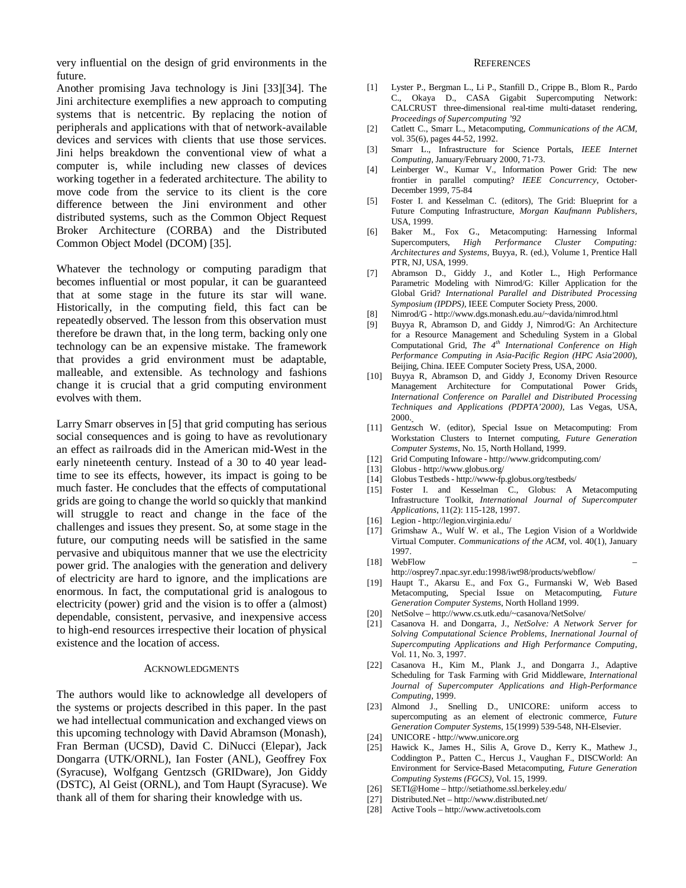very influential on the design of grid environments in the future.

Another promising Java technology is Jini [33][34]. The Jini architecture exemplifies a new approach to computing systems that is netcentric. By replacing the notion of peripherals and applications with that of network-available devices and services with clients that use those services. Jini helps breakdown the conventional view of what a computer is, while including new classes of devices working together in a federated architecture. The ability to move code from the service to its client is the core difference between the Jini environment and other distributed systems, such as the Common Object Request Broker Architecture (CORBA) and the Distributed Common Object Model (DCOM) [35].

Whatever the technology or computing paradigm that becomes influential or most popular, it can be guaranteed that at some stage in the future its star will wane. Historically, in the computing field, this fact can be repeatedly observed. The lesson from this observation must therefore be drawn that, in the long term, backing only one technology can be an expensive mistake. The framework that provides a grid environment must be adaptable, malleable, and extensible. As technology and fashions change it is crucial that a grid computing environment evolves with them.

Larry Smarr observes in [5] that grid computing has serious social consequences and is going to have as revolutionary an effect as railroads did in the American mid-West in the early nineteenth century. Instead of a 30 to 40 year lead-time to see its effects, however, its impact is going to be much faster. He concludes that the effects of computational grids are going to change the world so quickly that mankind will struggle to react and change in the face of the challenges and issues they present. So, at some stage in the future, our computing needs will be satisfied in the same pervasive and ubiquitous manner that we use the electricity power grid. The analogies with the generation and delivery of electricity are hard to ignore, and the implications are enormous. In fact, the computational grid is analogous to electricity (power) grid and the vision is to offer a (almost) dependable, consistent, pervasive, and inexpensive access to high-end resources irrespective their location of physical existence and the location of access.

## Acknowledgments

The authors would like to acknowledge all developers of the systems or projects described in this paper. In the past we had intellectual communication and exchanged views on this upcoming technology with David Abramson (Monash), Fran Berman (UCSD), David C. DiNucci (Elepar), Jack Dongarra (UTK/ORNL), Ian Foster (ANL), Geoffrey Fox (Syracuse), Wolfgang Gentzsch (GRIDware), Jon Giddy (DSTC), Al Geist (ORNL), and Tom Haupt (Syracuse). We thank all of them for sharing their knowledge with us.

## References

[1] Lyster P., Bergman L., Li P., Stanfill D., Crippe B., Blom R., Pardo C., Okaya D., CASA Gigabit Supercomputing Network: CALCRUST three-dimensional real-time multi-dataset rendering, *Proceedings of Supercomputing '92*

[2] Catlett C., Smarr L., Metacomputing, *Communications of the ACM*, vol. 35(6), pages 44-52, 1992.

[3] Smarr L., Infrastructure for Science Portals, *IEEE Internet Computing*, January/February 2000, 71-73.

[4] Leinberger W., Kumar V., Information Power Grid: The new frontier in parallel computing? *IEEE Concurrency*, October-December 1999, 75-84

[5] Foster I. and Kesselman C. (editors), The Grid: Blueprint for a Future Computing Infrastructure, *Morgan Kaufmann Publishers*, USA, 1999.

[6] Baker M., Fox G., Metacomputing: Harnessing Informal Supercomputers, *High Performance Cluster Computing: Architectures and Systems*, Buyya, R. (ed.), Volume 1, Prentice Hall PTR, NJ, USA, 1999.

[7] Abramson D., Giddy J., and Kotler L., High Performance Parametric Modeling with Nimrod/G: Killer Application for the Global Grid? *International Parallel and Distributed Processing Symposium (IPDPS)*, IEEE Computer Society Press, 2000.

[8] Nimrod/G - http://www.dgs.monash.edu.au/~davida/nimrod.html

[9] Buyya R, Abramson D, and Giddy J, Nimrod/G: An Architecture for a Resource Management and Scheduling System in a Global Computational Grid, *The 4th International Conference on High Performance Computing in Asia-Pacific Region (HPC Asia'2000)*, Beijing, China. IEEE Computer Society Press, USA, 2000.

[10] Buyya R, Abramson D, and Giddy J, Economy Driven Resource Management Architecture for Computational Power Grids, *International Conference on Parallel and Distributed Processing Techniques and Applications (PDPTA'2000)*, Las Vegas, USA, 2000.

[11] Gentzsch W. (editor), Special Issue on Metacomputing: From Workstation Clusters to Internet computing, *Future Generation Computer Systems*, No. 15, North Holland, 1999.

[12] Grid Computing Infoware - http://www.gridcomputing.com/

[13] Globus - http://www.globus.org/

[14] Globus Testbeds - http://www-fp.globus.org/testbeds/

[15] Foster I. and Kesselman C., Globus: A Metacomputing Infrastructure Toolkit, *International Journal of Supercomputer Applications*, 11(2): 115-128, 1997.

[16] Legion - http://legion.virginia.edu/

[17] Grimshaw A., Wulf W. et al., The Legion Vision of a Worldwide Virtual Computer. *Communications of the ACM*, vol. 40(1), January 1997.

[18] WebFlow – http://osprey7.npac.syr.edu:1998/iwt98/products/webflow/

[19] Haupt T., Akarsu E., and Fox G., Furmanski W, Web Based Metacomputing, Special Issue on Metacomputing, *Future Generation Computer Systems*, North Holland 1999.

[20] NetSolve – http://www.cs.utk.edu/~casanova/NetSolve/

[21] Casanova H. and Dongarra, J., *NetSolve: A Network Server for Solving Computational Science Problems, Inernational Journal of Supercomputing Applications and High Performance Computing*, Vol. 11, No. 3, 1997.

[22] Casanova H., Kim M., Plank J., and Dongarra J., Adaptive Scheduling for Task Farming with Grid Middleware, *International Journal of Supercomputer Applications and High-Performance Computing*, 1999.

[23] Almond J., Snelling D., UNICORE: uniform access to supercomputing as an element of electronic commerce, *Future Generation Computer Systems*, 15(1999) 539-548, NH-Elsevier.

[24] UNICORE - http://www.unicore.org

[25] Hawick K., James H., Silis A, Grove D., Kerry K., Mathew J., Coddington P., Patten C., Hercus J., Vaughan F., DISCWorld: An Environment for Service-Based Metacomputing, *Future Generation Computing Systems (FGCS)*, Vol. 15, 1999.

[26] SETI@Home – http://setiathome.ssl.berkeley.edu/

[27] Distributed.Net – http://www.distributed.net/

[28] Active Tools – http://www.activetools.com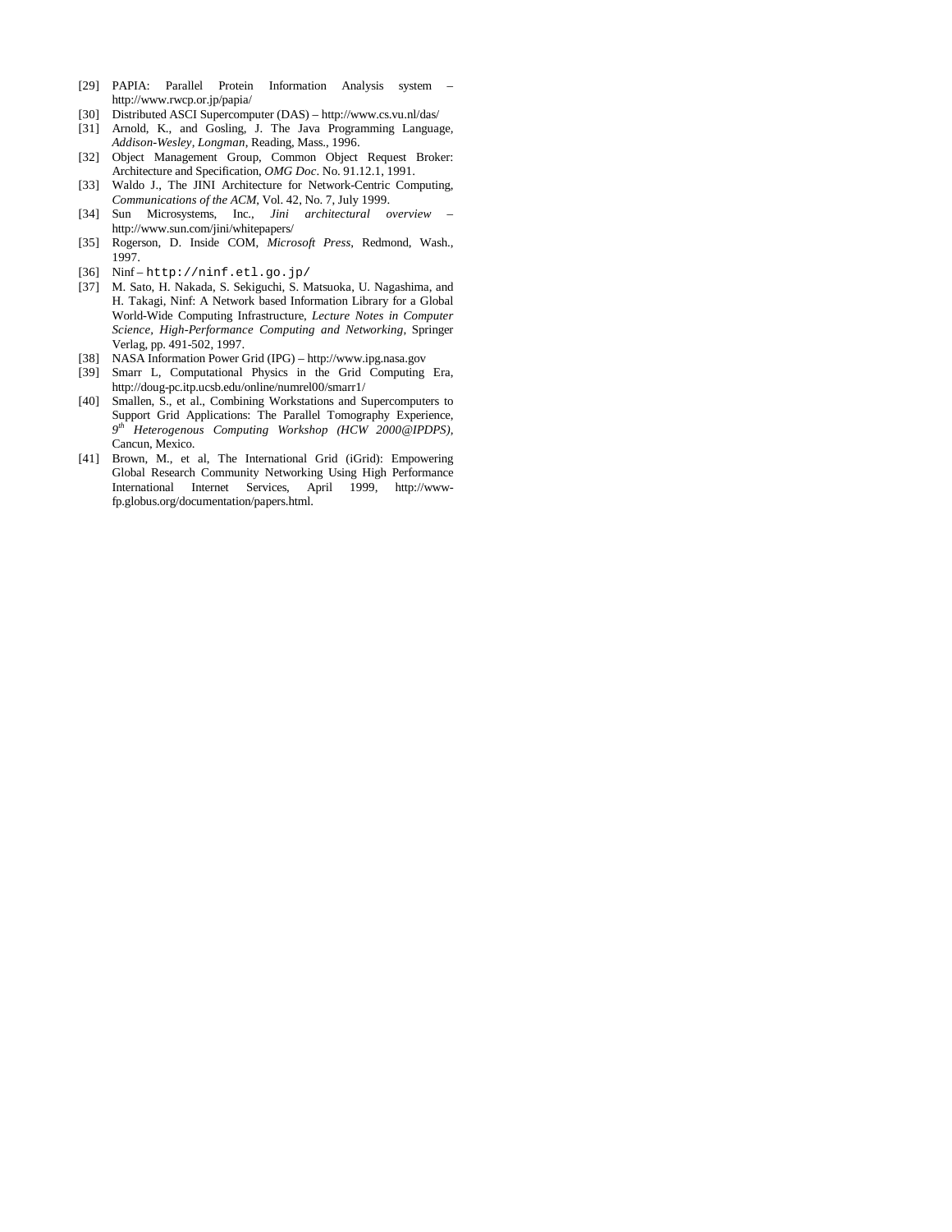[29] PAPIA: Parallel Protein Information Analysis system – http://www.rwcp.or.jp/papia/

[30] Distributed ASCI Supercomputer (DAS) – http://www.cs.vu.nl/das/

[31] Arnold, K., and Gosling, J. The Java Programming Language, *Addison-Wesley, Longman*, Reading, Mass., 1996.

[32] Object Management Group, Common Object Request Broker: Architecture and Specification, *OMG Doc*. No. 91.12.1, 1991.

[33] Waldo J., The JINI Architecture for Network-Centric Computing, *Communications of the ACM*, Vol. 42, No. 7, July 1999.

[34] Sun Microsystems, Inc., *Jini architectural overview* – http://www.sun.com/jini/whitepapers/

[35] Rogerson, D. Inside COM, *Microsoft Press*, Redmond, Wash., 1997.

[36] Ninf – http://ninf.etl.go.jp/

[37] M. Sato, H. Nakada, S. Sekiguchi, S. Matsuoka, U. Nagashima, and H. Takagi, Ninf: A Network based Information Library for a Global World-Wide Computing Infrastructure, *Lecture Notes in Computer Science, High-Performance Computing and Networking*, Springer Verlag, pp. 491-502, 1997.

[38] NASA Information Power Grid (IPG) – http://www.ipg.nasa.gov

[39] Smarr L, Computational Physics in the Grid Computing Era, http://doug-pc.itp.ucsb.edu/online/numrel00/smarr1/

[40] Smallen, S., et al., Combining Workstations and Supercomputers to Support Grid Applications: The Parallel Tomography Experience, *9th Heterogenous Computing Workshop (HCW 2000@IPDPS)*, Cancun, Mexico.

[41] Brown, M., et al, The International Grid (iGrid): Empowering Global Research Community Networking Using High Performance International Internet Services, April 1999, http://www-fp.globus.org/documentation/papers.html.